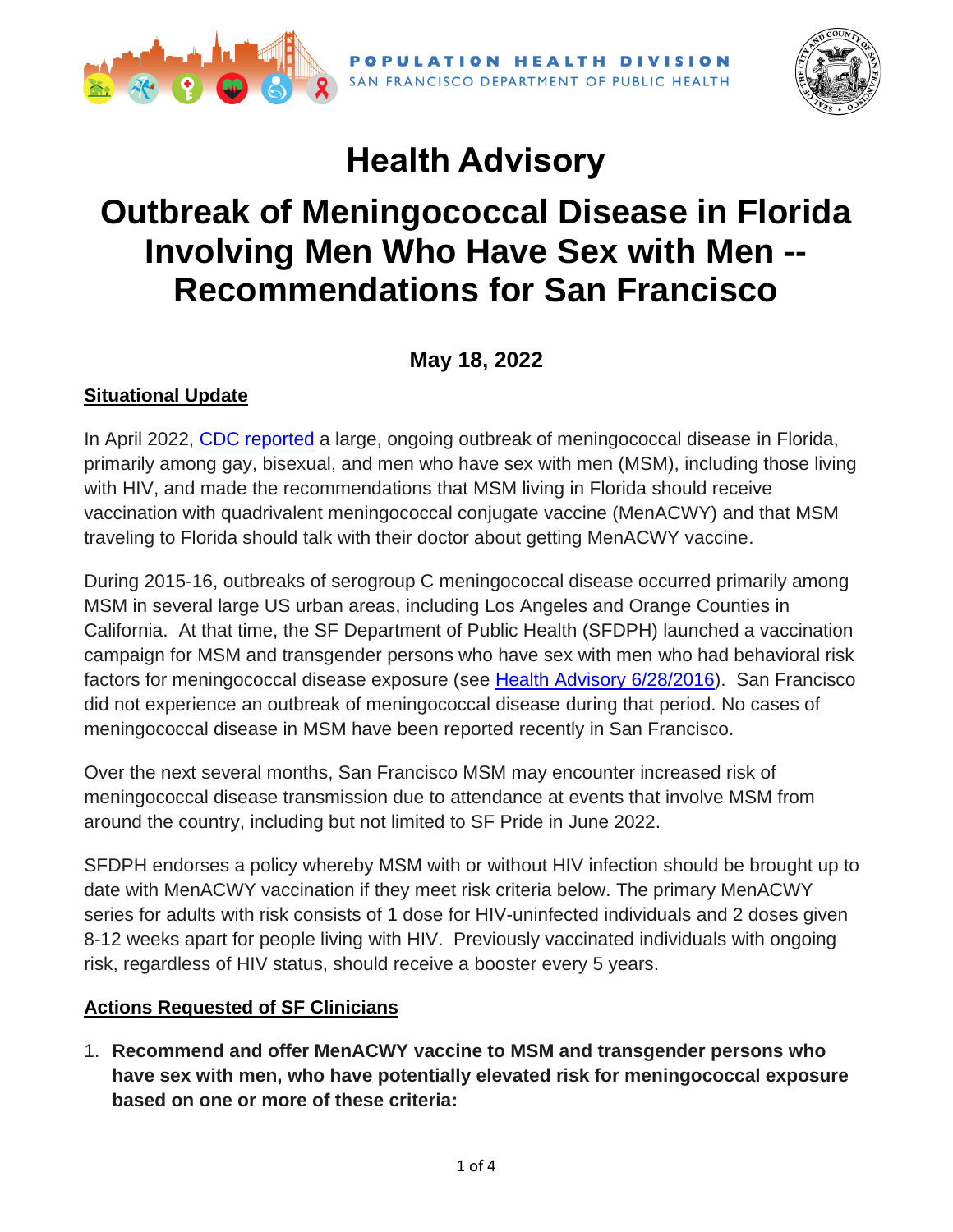POPULATION HEALTH DIVISION
SAN FRANCISCO DEPARTMENT OF PUBLIC HEALTH

# Health Advisory

# Outbreak of Meningococcal Disease in Florida Involving Men Who Have Sex with Men -- Recommendations for San Francisco

**May 18, 2022**

## Situational Update

In April 2022, CDC reported a large, ongoing outbreak of meningococcal disease in Florida, primarily among gay, bisexual, and men who have sex with men (MSM), including those living with HIV, and made the recommendations that MSM living in Florida should receive vaccination with quadrivalent meningococcal conjugate vaccine (MenACWY) and that MSM traveling to Florida should talk with their doctor about getting MenACWY vaccine.

During 2015-16, outbreaks of serogroup C meningococcal disease occurred primarily among MSM in several large US urban areas, including Los Angeles and Orange Counties in California. At that time, the SF Department of Public Health (SFDPH) launched a vaccination campaign for MSM and transgender persons who have sex with men who had behavioral risk factors for meningococcal disease exposure (see Health Advisory 6/28/2016). San Francisco did not experience an outbreak of meningococcal disease during that period. No cases of meningococcal disease in MSM have been reported recently in San Francisco.

Over the next several months, San Francisco MSM may encounter increased risk of meningococcal disease transmission due to attendance at events that involve MSM from around the country, including but not limited to SF Pride in June 2022.

SFDPH endorses a policy whereby MSM with or without HIV infection should be brought up to date with MenACWY vaccination if they meet risk criteria below. The primary MenACWY series for adults with risk consists of 1 dose for HIV-uninfected individuals and 2 doses given 8-12 weeks apart for people living with HIV. Previously vaccinated individuals with ongoing risk, regardless of HIV status, should receive a booster every 5 years.

## Actions Requested of SF Clinicians

1. **Recommend and offer MenACWY vaccine to MSM and transgender persons who have sex with men, who have potentially elevated risk for meningococcal exposure based on one or more of these criteria:**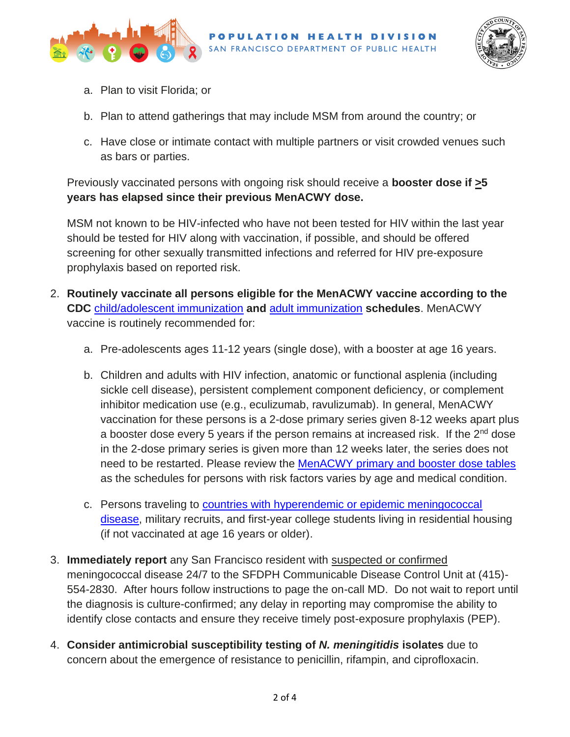a. Plan to visit Florida; or

b. Plan to attend gatherings that may include MSM from around the country; or

c. Have close or intimate contact with multiple partners or visit crowded venues such as bars or parties.

Previously vaccinated persons with ongoing risk should receive a **booster dose if ≥5 years has elapsed since their previous MenACWY dose.**

MSM not known to be HIV-infected who have not been tested for HIV within the last year should be tested for HIV along with vaccination, if possible, and should be offered screening for other sexually transmitted infections and referred for HIV pre-exposure prophylaxis based on reported risk.

2. **Routinely vaccinate all persons eligible for the MenACWY vaccine according to the CDC** child/adolescent immunization **and** adult immunization **schedules**. MenACWY vaccine is routinely recommended for:

   a. Pre-adolescents ages 11-12 years (single dose), with a booster at age 16 years.

   b. Children and adults with HIV infection, anatomic or functional asplenia (including sickle cell disease), persistent complement component deficiency, or complement inhibitor medication use (e.g., eculizumab, ravulizumab). In general, MenACWY vaccination for these persons is a 2-dose primary series given 8-12 weeks apart plus a booster dose every 5 years if the person remains at increased risk. If the 2nd dose in the 2-dose primary series is given more than 12 weeks later, the series does not need to be restarted. Please review the MenACWY primary and booster dose tables as the schedules for persons with risk factors varies by age and medical condition.

   c. Persons traveling to countries with hyperendemic or epidemic meningococcal disease, military recruits, and first-year college students living in residential housing (if not vaccinated at age 16 years or older).

3. **Immediately report** any San Francisco resident with suspected or confirmed meningococcal disease 24/7 to the SFDPH Communicable Disease Control Unit at (415)-554-2830. After hours follow instructions to page the on-call MD. Do not wait to report until the diagnosis is culture-confirmed; any delay in reporting may compromise the ability to identify close contacts and ensure they receive timely post-exposure prophylaxis (PEP).

4. **Consider antimicrobial susceptibility testing of *N. meningitidis* isolates** due to concern about the emergence of resistance to penicillin, rifampin, and ciprofloxacin.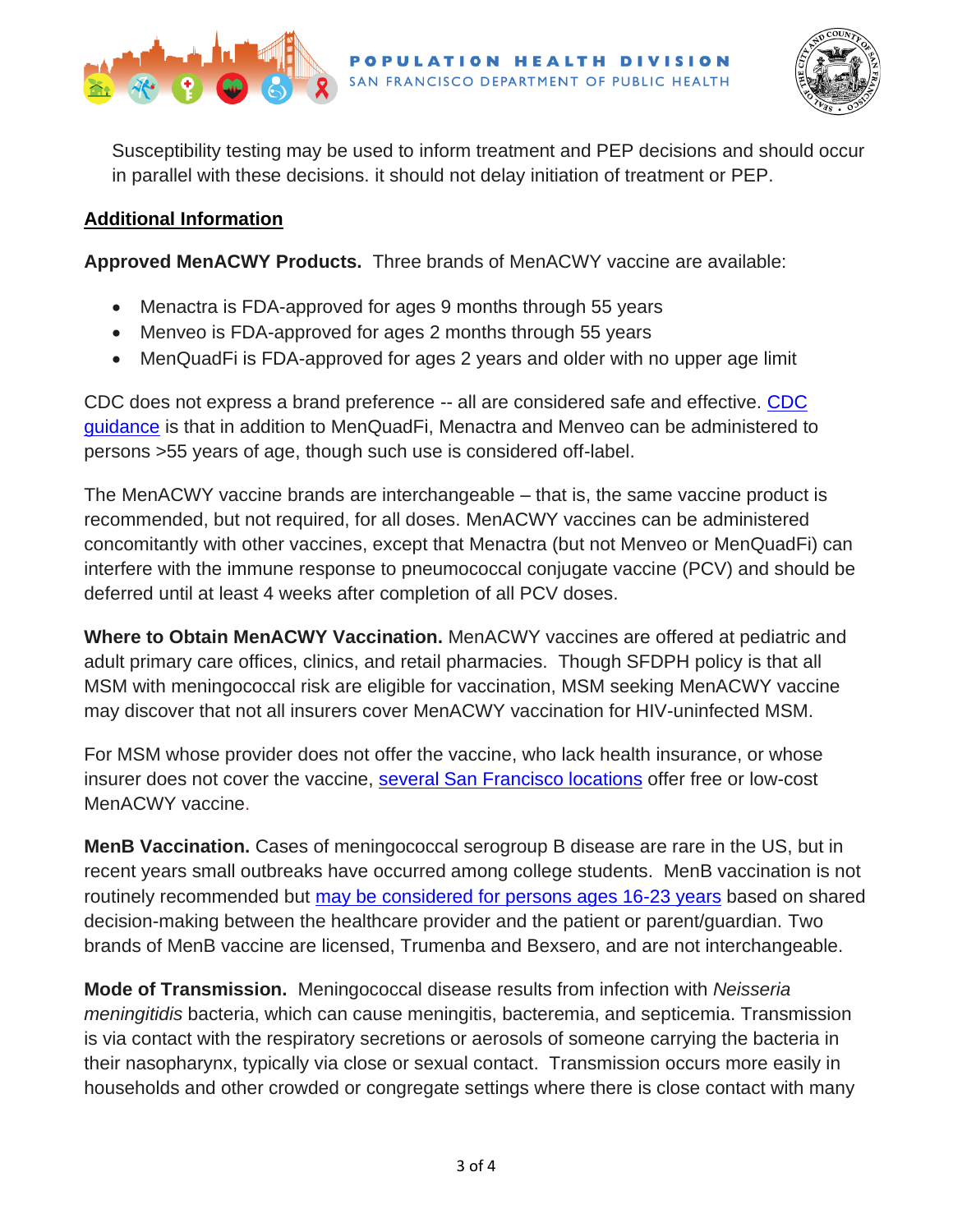Susceptibility testing may be used to inform treatment and PEP decisions and should occur in parallel with these decisions. it should not delay initiation of treatment or PEP.

## Additional Information

**Approved MenACWY Products.** Three brands of MenACWY vaccine are available:

- Menactra is FDA-approved for ages 9 months through 55 years
- Menveo is FDA-approved for ages 2 months through 55 years
- MenQuadFi is FDA-approved for ages 2 years and older with no upper age limit

CDC does not express a brand preference -- all are considered safe and effective. CDC guidance is that in addition to MenQuadFi, Menactra and Menveo can be administered to persons >55 years of age, though such use is considered off-label.

The MenACWY vaccine brands are interchangeable – that is, the same vaccine product is recommended, but not required, for all doses. MenACWY vaccines can be administered concomitantly with other vaccines, except that Menactra (but not Menveo or MenQuadFi) can interfere with the immune response to pneumococcal conjugate vaccine (PCV) and should be deferred until at least 4 weeks after completion of all PCV doses.

**Where to Obtain MenACWY Vaccination.** MenACWY vaccines are offered at pediatric and adult primary care offices, clinics, and retail pharmacies. Though SFDPH policy is that all MSM with meningococcal risk are eligible for vaccination, MSM seeking MenACWY vaccine may discover that not all insurers cover MenACWY vaccination for HIV-uninfected MSM.

For MSM whose provider does not offer the vaccine, who lack health insurance, or whose insurer does not cover the vaccine, several San Francisco locations offer free or low-cost MenACWY vaccine.

**MenB Vaccination.** Cases of meningococcal serogroup B disease are rare in the US, but in recent years small outbreaks have occurred among college students. MenB vaccination is not routinely recommended but may be considered for persons ages 16-23 years based on shared decision-making between the healthcare provider and the patient or parent/guardian. Two brands of MenB vaccine are licensed, Trumenba and Bexsero, and are not interchangeable.

**Mode of Transmission.** Meningococcal disease results from infection with *Neisseria meningitidis* bacteria, which can cause meningitis, bacteremia, and septicemia. Transmission is via contact with the respiratory secretions or aerosols of someone carrying the bacteria in their nasopharynx, typically via close or sexual contact. Transmission occurs more easily in households and other crowded or congregate settings where there is close contact with many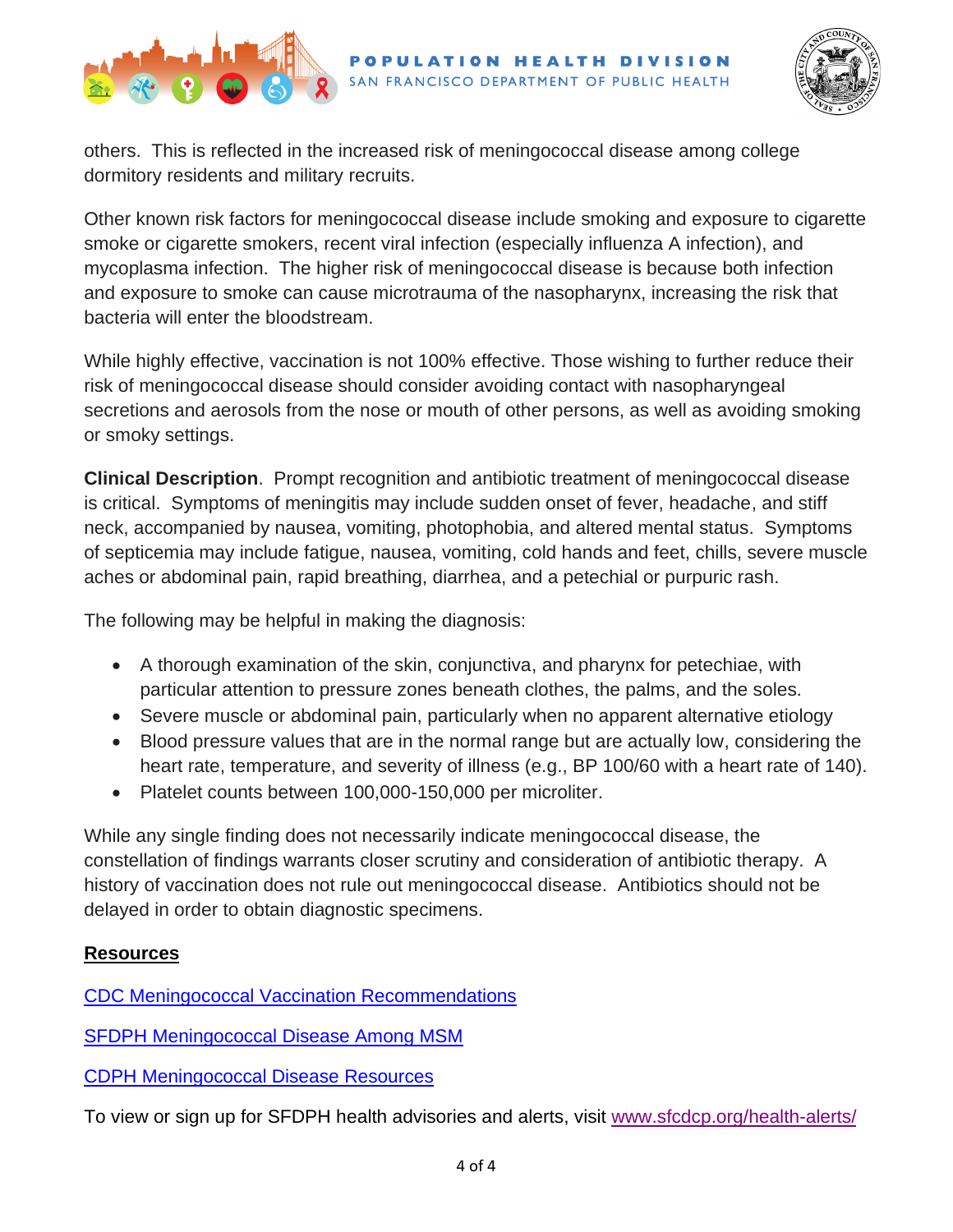others. This is reflected in the increased risk of meningococcal disease among college dormitory residents and military recruits.

Other known risk factors for meningococcal disease include smoking and exposure to cigarette smoke or cigarette smokers, recent viral infection (especially influenza A infection), and mycoplasma infection. The higher risk of meningococcal disease is because both infection and exposure to smoke can cause microtrauma of the nasopharynx, increasing the risk that bacteria will enter the bloodstream.

While highly effective, vaccination is not 100% effective. Those wishing to further reduce their risk of meningococcal disease should consider avoiding contact with nasopharyngeal secretions and aerosols from the nose or mouth of other persons, as well as avoiding smoking or smoky settings.

**Clinical Description**. Prompt recognition and antibiotic treatment of meningococcal disease is critical. Symptoms of meningitis may include sudden onset of fever, headache, and stiff neck, accompanied by nausea, vomiting, photophobia, and altered mental status. Symptoms of septicemia may include fatigue, nausea, vomiting, cold hands and feet, chills, severe muscle aches or abdominal pain, rapid breathing, diarrhea, and a petechial or purpuric rash.

The following may be helpful in making the diagnosis:

- A thorough examination of the skin, conjunctiva, and pharynx for petechiae, with particular attention to pressure zones beneath clothes, the palms, and the soles.
- Severe muscle or abdominal pain, particularly when no apparent alternative etiology
- Blood pressure values that are in the normal range but are actually low, considering the heart rate, temperature, and severity of illness (e.g., BP 100/60 with a heart rate of 140).
- Platelet counts between 100,000-150,000 per microliter.

While any single finding does not necessarily indicate meningococcal disease, the constellation of findings warrants closer scrutiny and consideration of antibiotic therapy. A history of vaccination does not rule out meningococcal disease. Antibiotics should not be delayed in order to obtain diagnostic specimens.

## Resources

CDC Meningococcal Vaccination Recommendations

SFDPH Meningococcal Disease Among MSM

CDPH Meningococcal Disease Resources

To view or sign up for SFDPH health advisories and alerts, visit www.sfcdcp.org/health-alerts/